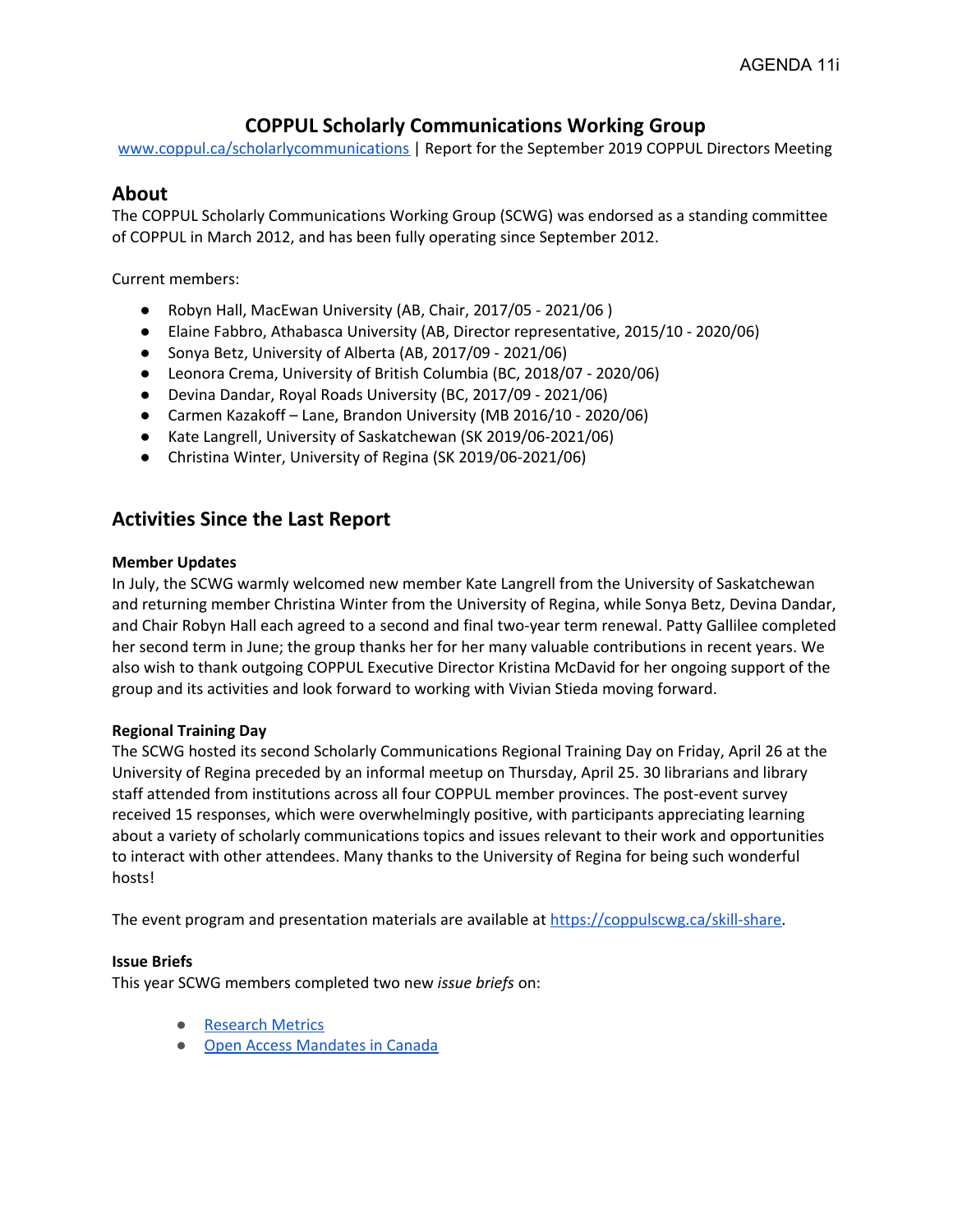# COPPUL Scholarly Communications Working Group

www.coppul.ca/scholarlycommunications | Report for the September 2019 COPPUL Directors Meeting

## About

The COPPUL Scholarly Communications Working Group (SCWG) was endorsed as a standing committee of COPPUL in March 2012, and has been fully operating since September 2012.

Current members:

- Robyn Hall, MacEwan University (AB, Chair, 2017/05 - 2021/06 )
- Elaine Fabbro, Athabasca University (AB, Director representative, 2015/10 - 2020/06)
- Sonya Betz, University of Alberta (AB, 2017/09 - 2021/06)
- Leonora Crema, University of British Columbia (BC, 2018/07 - 2020/06)
- Devina Dandar, Royal Roads University (BC, 2017/09 - 2021/06)
- Carmen Kazakoff – Lane, Brandon University (MB 2016/10 - 2020/06)
- Kate Langrell, University of Saskatchewan (SK 2019/06-2021/06)
- Christina Winter, University of Regina (SK 2019/06-2021/06)

## Activities Since the Last Report

**Member Updates**

In July, the SCWG warmly welcomed new member Kate Langrell from the University of Saskatchewan and returning member Christina Winter from the University of Regina, while Sonya Betz, Devina Dandar, and Chair Robyn Hall each agreed to a second and final two-year term renewal. Patty Gallilee completed her second term in June; the group thanks her for her many valuable contributions in recent years. We also wish to thank outgoing COPPUL Executive Director Kristina McDavid for her ongoing support of the group and its activities and look forward to working with Vivian Stieda moving forward.

**Regional Training Day**

The SCWG hosted its second Scholarly Communications Regional Training Day on Friday, April 26 at the University of Regina preceded by an informal meetup on Thursday, April 25. 30 librarians and library staff attended from institutions across all four COPPUL member provinces. The post-event survey received 15 responses, which were overwhelmingly positive, with participants appreciating learning about a variety of scholarly communications topics and issues relevant to their work and opportunities to interact with other attendees. Many thanks to the University of Regina for being such wonderful hosts!

The event program and presentation materials are available at https://coppulscwg.ca/skill-share.

**Issue Briefs**

This year SCWG members completed two new *issue briefs* on:

- Research Metrics
- Open Access Mandates in Canada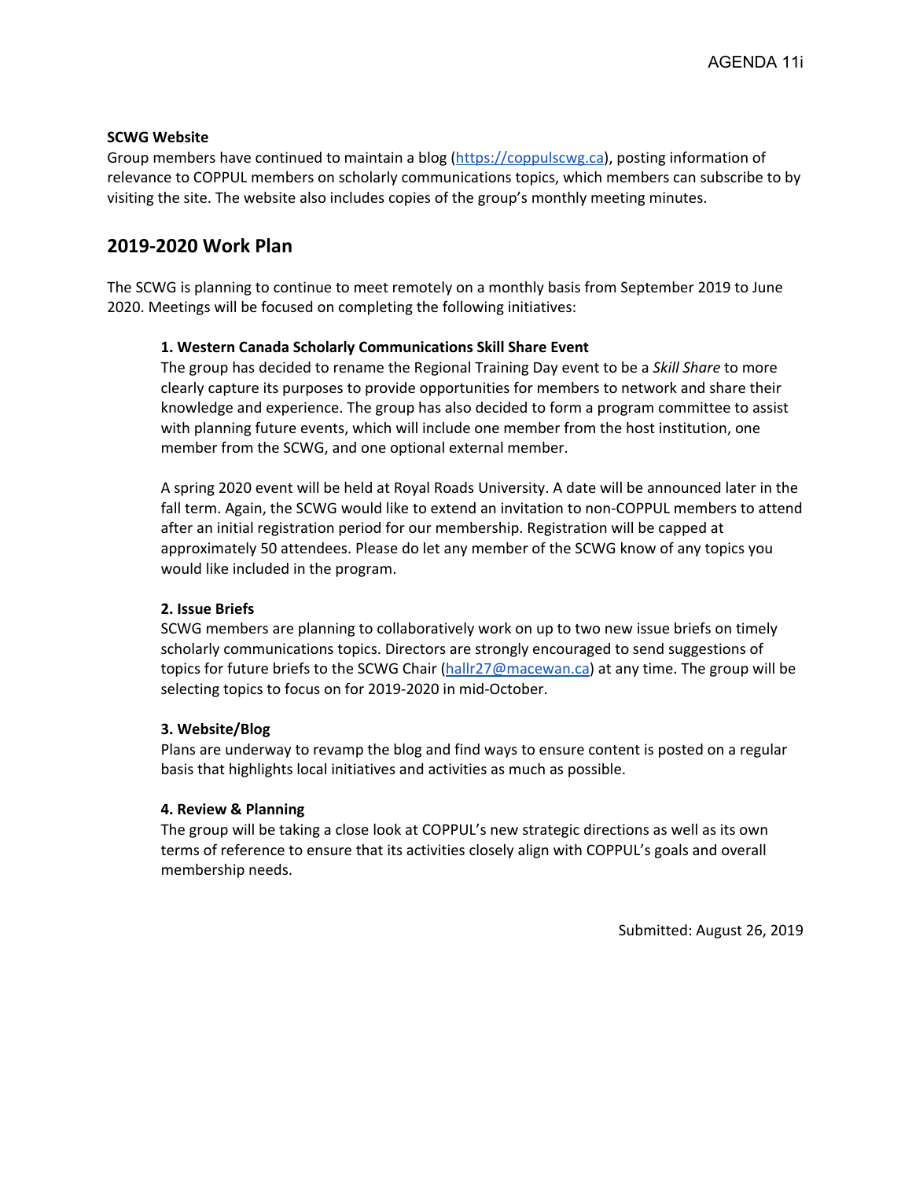**SCWG Website**
Group members have continued to maintain a blog (https://coppulscwg.ca), posting information of relevance to COPPUL members on scholarly communications topics, which members can subscribe to by visiting the site. The website also includes copies of the group's monthly meeting minutes.

## 2019-2020 Work Plan

The SCWG is planning to continue to meet remotely on a monthly basis from September 2019 to June 2020. Meetings will be focused on completing the following initiatives:

**1. Western Canada Scholarly Communications Skill Share Event**
The group has decided to rename the Regional Training Day event to be a *Skill Share* to more clearly capture its purposes to provide opportunities for members to network and share their knowledge and experience. The group has also decided to form a program committee to assist with planning future events, which will include one member from the host institution, one member from the SCWG, and one optional external member.

A spring 2020 event will be held at Royal Roads University. A date will be announced later in the fall term. Again, the SCWG would like to extend an invitation to non-COPPUL members to attend after an initial registration period for our membership. Registration will be capped at approximately 50 attendees. Please do let any member of the SCWG know of any topics you would like included in the program.

**2. Issue Briefs**
SCWG members are planning to collaboratively work on up to two new issue briefs on timely scholarly communications topics. Directors are strongly encouraged to send suggestions of topics for future briefs to the SCWG Chair (hallr27@macewan.ca) at any time. The group will be selecting topics to focus on for 2019-2020 in mid-October.

**3. Website/Blog**
Plans are underway to revamp the blog and find ways to ensure content is posted on a regular basis that highlights local initiatives and activities as much as possible.

**4. Review & Planning**
The group will be taking a close look at COPPUL's new strategic directions as well as its own terms of reference to ensure that its activities closely align with COPPUL's goals and overall membership needs.

Submitted: August 26, 2019